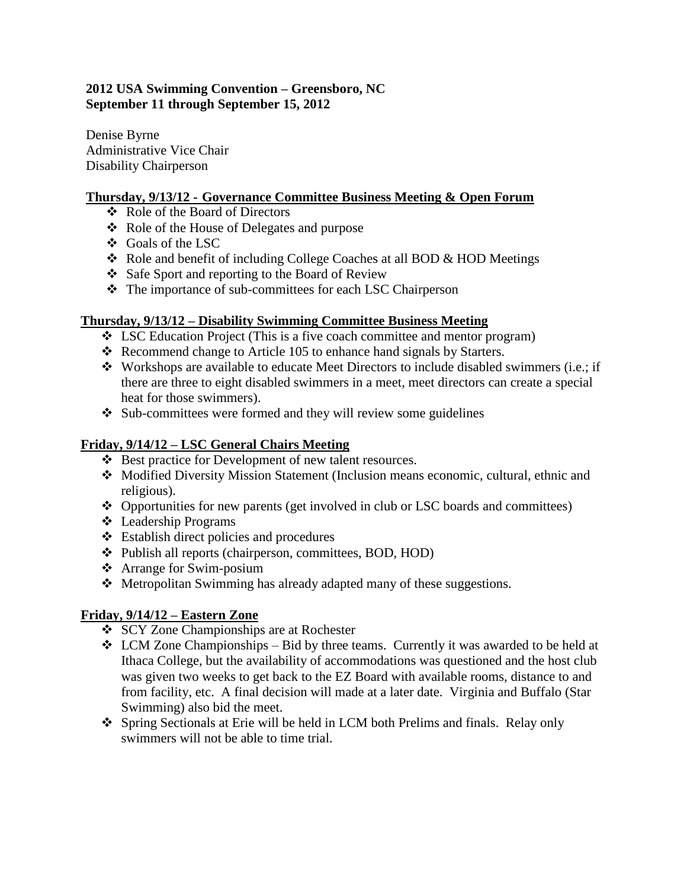**2012 USA Swimming Convention – Greensboro, NC**
**September 11 through September 15, 2012**

Denise Byrne
Administrative Vice Chair
Disability Chairperson

**Thursday, 9/13/12 - Governance Committee Business Meeting & Open Forum**

- Role of the Board of Directors
- Role of the House of Delegates and purpose
- Goals of the LSC
- Role and benefit of including College Coaches at all BOD & HOD Meetings
- Safe Sport and reporting to the Board of Review
- The importance of sub-committees for each LSC Chairperson

**Thursday, 9/13/12 – Disability Swimming Committee Business Meeting**

- LSC Education Project (This is a five coach committee and mentor program)
- Recommend change to Article 105 to enhance hand signals by Starters.
- Workshops are available to educate Meet Directors to include disabled swimmers (i.e.; if there are three to eight disabled swimmers in a meet, meet directors can create a special heat for those swimmers).
- Sub-committees were formed and they will review some guidelines

**Friday, 9/14/12 – LSC General Chairs Meeting**

- Best practice for Development of new talent resources.
- Modified Diversity Mission Statement (Inclusion means economic, cultural, ethnic and religious).
- Opportunities for new parents (get involved in club or LSC boards and committees)
- Leadership Programs
- Establish direct policies and procedures
- Publish all reports (chairperson, committees, BOD, HOD)
- Arrange for Swim-posium
- Metropolitan Swimming has already adapted many of these suggestions.

**Friday, 9/14/12 – Eastern Zone**

- SCY Zone Championships are at Rochester
- LCM Zone Championships – Bid by three teams. Currently it was awarded to be held at Ithaca College, but the availability of accommodations was questioned and the host club was given two weeks to get back to the EZ Board with available rooms, distance to and from facility, etc. A final decision will made at a later date. Virginia and Buffalo (Star Swimming) also bid the meet.
- Spring Sectionals at Erie will be held in LCM both Prelims and finals. Relay only swimmers will not be able to time trial.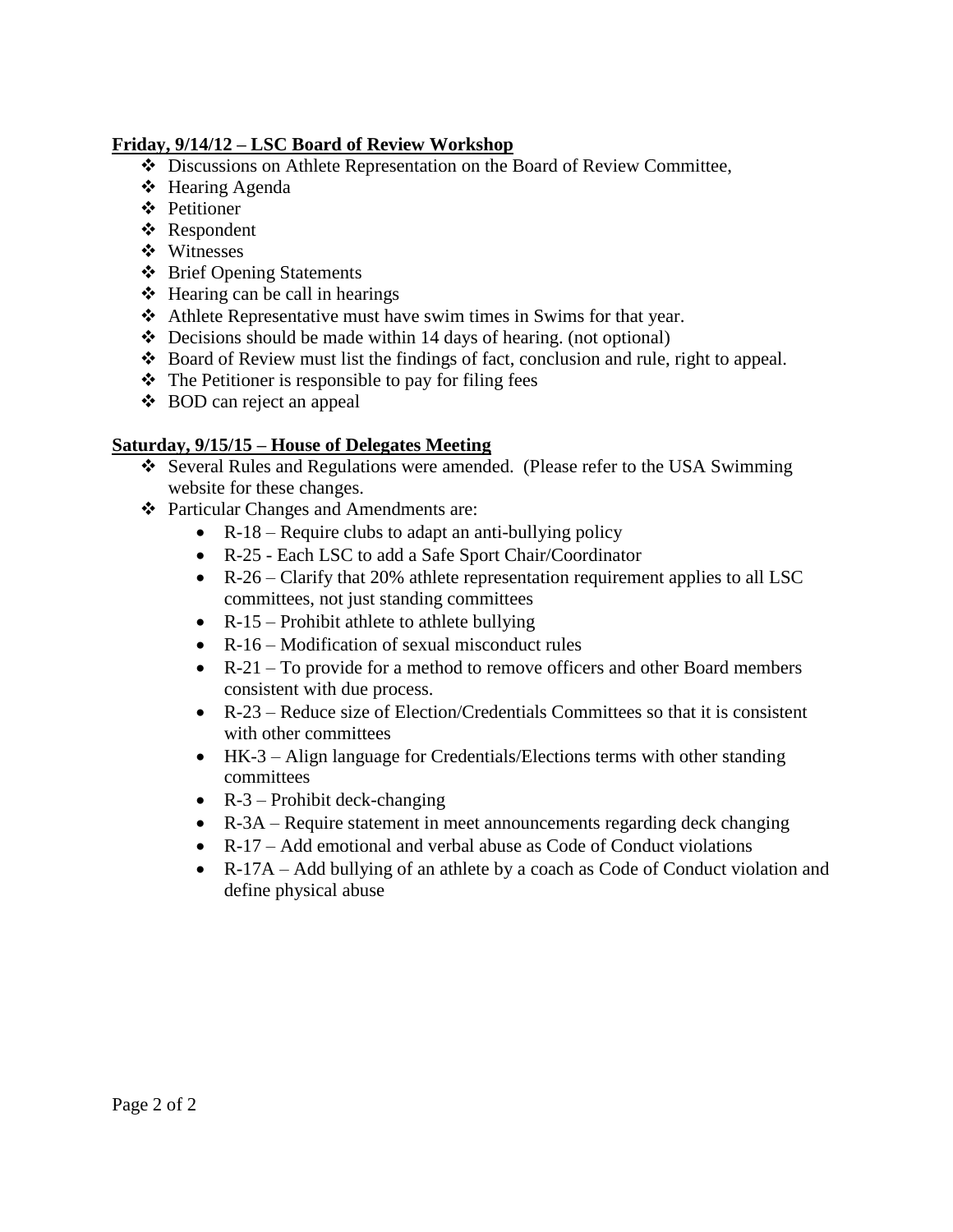**Friday, 9/14/12 – LSC Board of Review Workshop**

- Discussions on Athlete Representation on the Board of Review Committee,
- Hearing Agenda
- Petitioner
- Respondent
- Witnesses
- Brief Opening Statements
- Hearing can be call in hearings
- Athlete Representative must have swim times in Swims for that year.
- Decisions should be made within 14 days of hearing. (not optional)
- Board of Review must list the findings of fact, conclusion and rule, right to appeal.
- The Petitioner is responsible to pay for filing fees
- BOD can reject an appeal

**Saturday, 9/15/15 – House of Delegates Meeting**

- Several Rules and Regulations were amended. (Please refer to the USA Swimming website for these changes.
- Particular Changes and Amendments are:
  - R-18 – Require clubs to adapt an anti-bullying policy
  - R-25 - Each LSC to add a Safe Sport Chair/Coordinator
  - R-26 – Clarify that 20% athlete representation requirement applies to all LSC committees, not just standing committees
  - R-15 – Prohibit athlete to athlete bullying
  - R-16 – Modification of sexual misconduct rules
  - R-21 – To provide for a method to remove officers and other Board members consistent with due process.
  - R-23 – Reduce size of Election/Credentials Committees so that it is consistent with other committees
  - HK-3 – Align language for Credentials/Elections terms with other standing committees
  - R-3 – Prohibit deck-changing
  - R-3A – Require statement in meet announcements regarding deck changing
  - R-17 – Add emotional and verbal abuse as Code of Conduct violations
  - R-17A – Add bullying of an athlete by a coach as Code of Conduct violation and define physical abuse